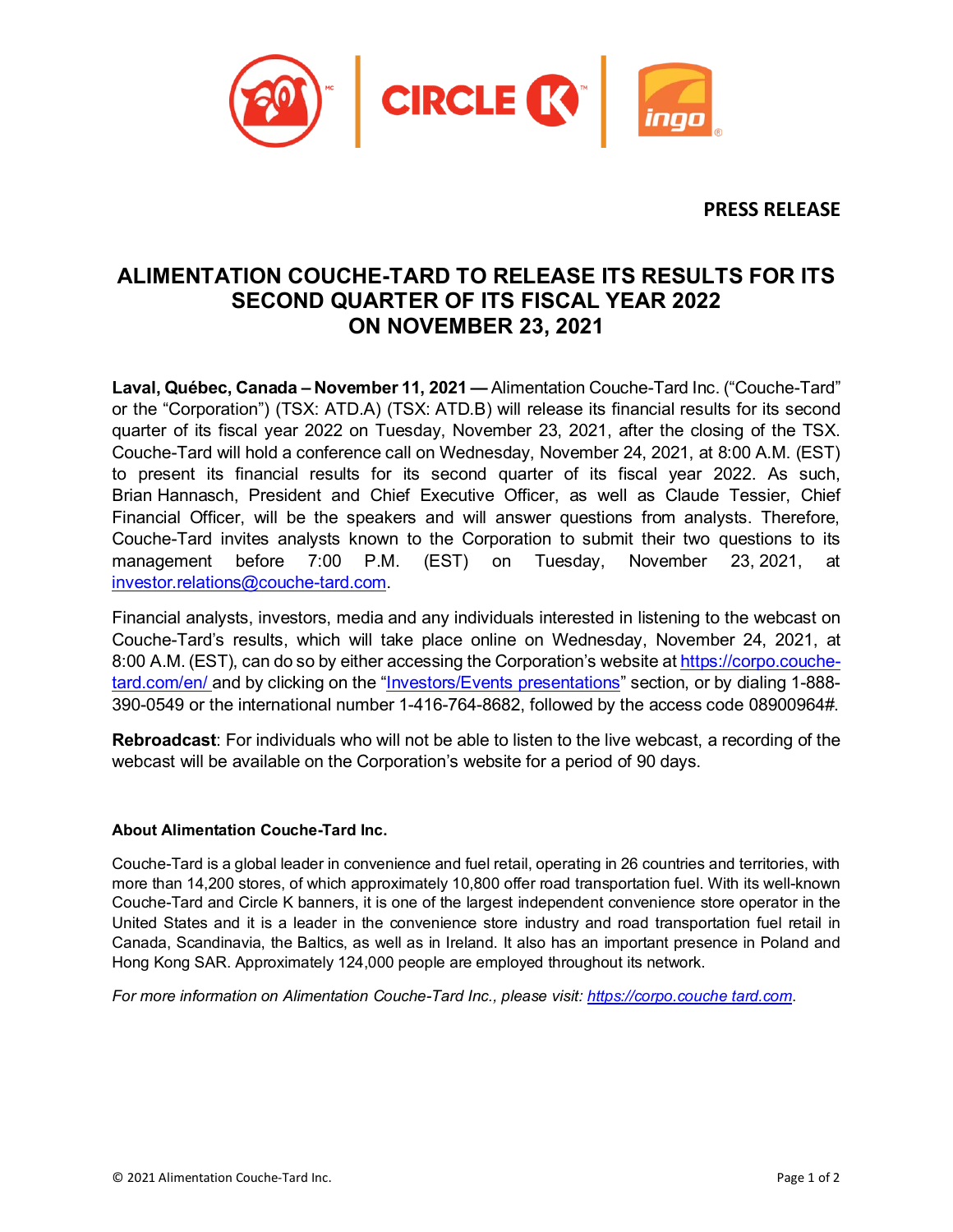**PRESS RELEASE**

# ALIMENTATION COUCHE-TARD TO RELEASE ITS RESULTS FOR ITS SECOND QUARTER OF ITS FISCAL YEAR 2022 ON NOVEMBER 23, 2021

**Laval, Québec, Canada – November 11, 2021 —** Alimentation Couche-Tard Inc. ("Couche-Tard" or the "Corporation") (TSX: ATD.A) (TSX: ATD.B) will release its financial results for its second quarter of its fiscal year 2022 on Tuesday, November 23, 2021, after the closing of the TSX. Couche-Tard will hold a conference call on Wednesday, November 24, 2021, at 8:00 A.M. (EST) to present its financial results for its second quarter of its fiscal year 2022. As such, Brian Hannasch, President and Chief Executive Officer, as well as Claude Tessier, Chief Financial Officer, will be the speakers and will answer questions from analysts. Therefore, Couche-Tard invites analysts known to the Corporation to submit their two questions to its management before 7:00 P.M. (EST) on Tuesday, November 23, 2021, at investor.relations@couche-tard.com.

Financial analysts, investors, media and any individuals interested in listening to the webcast on Couche-Tard's results, which will take place online on Wednesday, November 24, 2021, at 8:00 A.M. (EST), can do so by either accessing the Corporation's website at https://corpo.couche-tard.com/en/ and by clicking on the "Investors/Events presentations" section, or by dialing 1-888-390-0549 or the international number 1-416-764-8682, followed by the access code 08900964#.

**Rebroadcast**: For individuals who will not be able to listen to the live webcast, a recording of the webcast will be available on the Corporation's website for a period of 90 days.

### About Alimentation Couche-Tard Inc.

Couche-Tard is a global leader in convenience and fuel retail, operating in 26 countries and territories, with more than 14,200 stores, of which approximately 10,800 offer road transportation fuel. With its well-known Couche-Tard and Circle K banners, it is one of the largest independent convenience store operator in the United States and it is a leader in the convenience store industry and road transportation fuel retail in Canada, Scandinavia, the Baltics, as well as in Ireland. It also has an important presence in Poland and Hong Kong SAR. Approximately 124,000 people are employed throughout its network.

*For more information on Alimentation Couche-Tard Inc., please visit: https://corpo.couche tard.com.*

© 2021 Alimentation Couche-Tard Inc.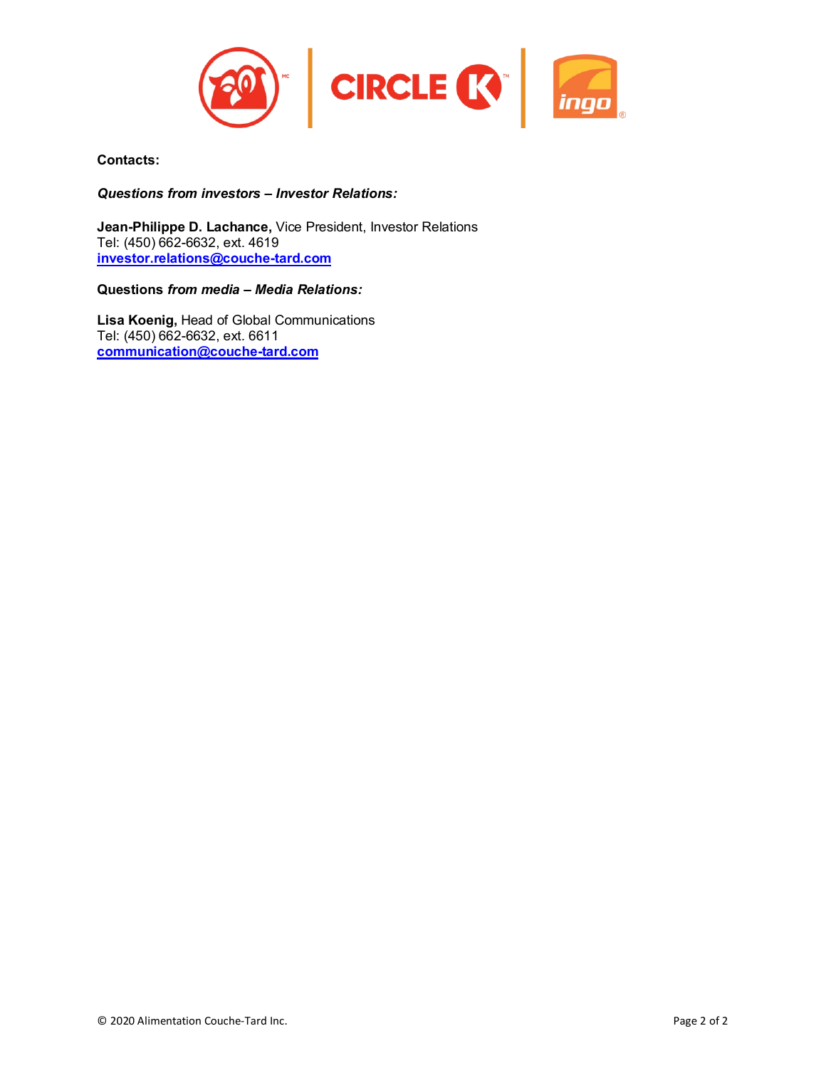**Contacts:**

***Questions from investors – Investor Relations:***

**Jean-Philippe D. Lachance,** Vice President, Investor Relations
Tel: (450) 662-6632, ext. 4619
**investor.relations@couche-tard.com**

**Questions *from media – Media Relations:***

**Lisa Koenig,** Head of Global Communications
Tel: (450) 662-6632, ext. 6611
**communication@couche-tard.com**

© 2020 Alimentation Couche-Tard Inc.